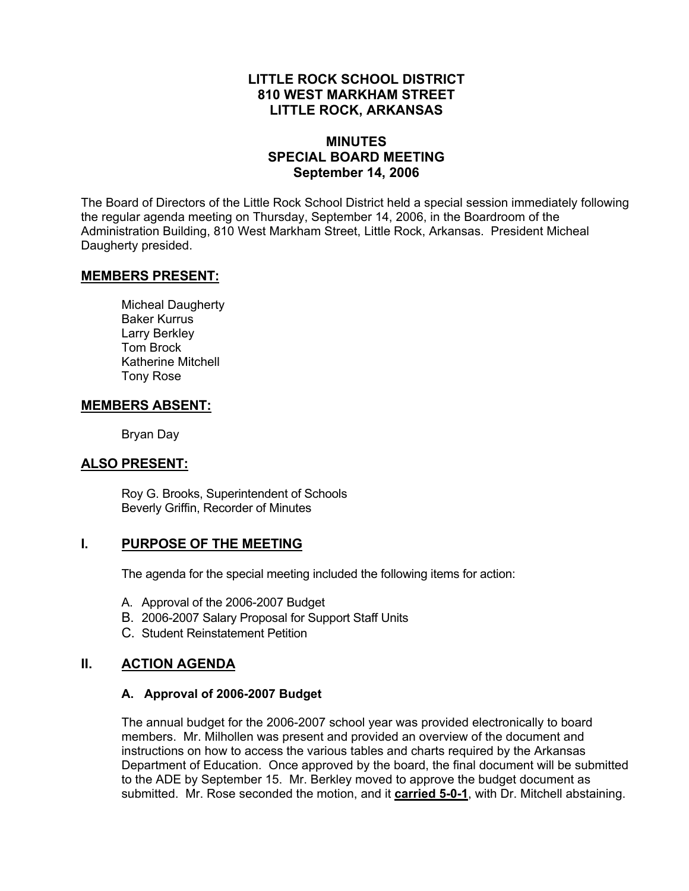# LITTLE ROCK SCHOOL DISTRICT
# 810 WEST MARKHAM STREET
# LITTLE ROCK, ARKANSAS

## MINUTES
## SPECIAL BOARD MEETING
## September 14, 2006

The Board of Directors of the Little Rock School District held a special session immediately following the regular agenda meeting on Thursday, September 14, 2006, in the Boardroom of the Administration Building, 810 West Markham Street, Little Rock, Arkansas. President Micheal Daugherty presided.

## MEMBERS PRESENT:

Micheal Daugherty
Baker Kurrus
Larry Berkley
Tom Brock
Katherine Mitchell
Tony Rose

## MEMBERS ABSENT:

Bryan Day

## ALSO PRESENT:

Roy G. Brooks, Superintendent of Schools
Beverly Griffin, Recorder of Minutes

## I. PURPOSE OF THE MEETING

The agenda for the special meeting included the following items for action:

A. Approval of the 2006-2007 Budget
B. 2006-2007 Salary Proposal for Support Staff Units
C. Student Reinstatement Petition

## II. ACTION AGENDA

### A. Approval of 2006-2007 Budget

The annual budget for the 2006-2007 school year was provided electronically to board members. Mr. Milhollen was present and provided an overview of the document and instructions on how to access the various tables and charts required by the Arkansas Department of Education. Once approved by the board, the final document will be submitted to the ADE by September 15. Mr. Berkley moved to approve the budget document as submitted. Mr. Rose seconded the motion, and it **carried 5-0-1**, with Dr. Mitchell abstaining.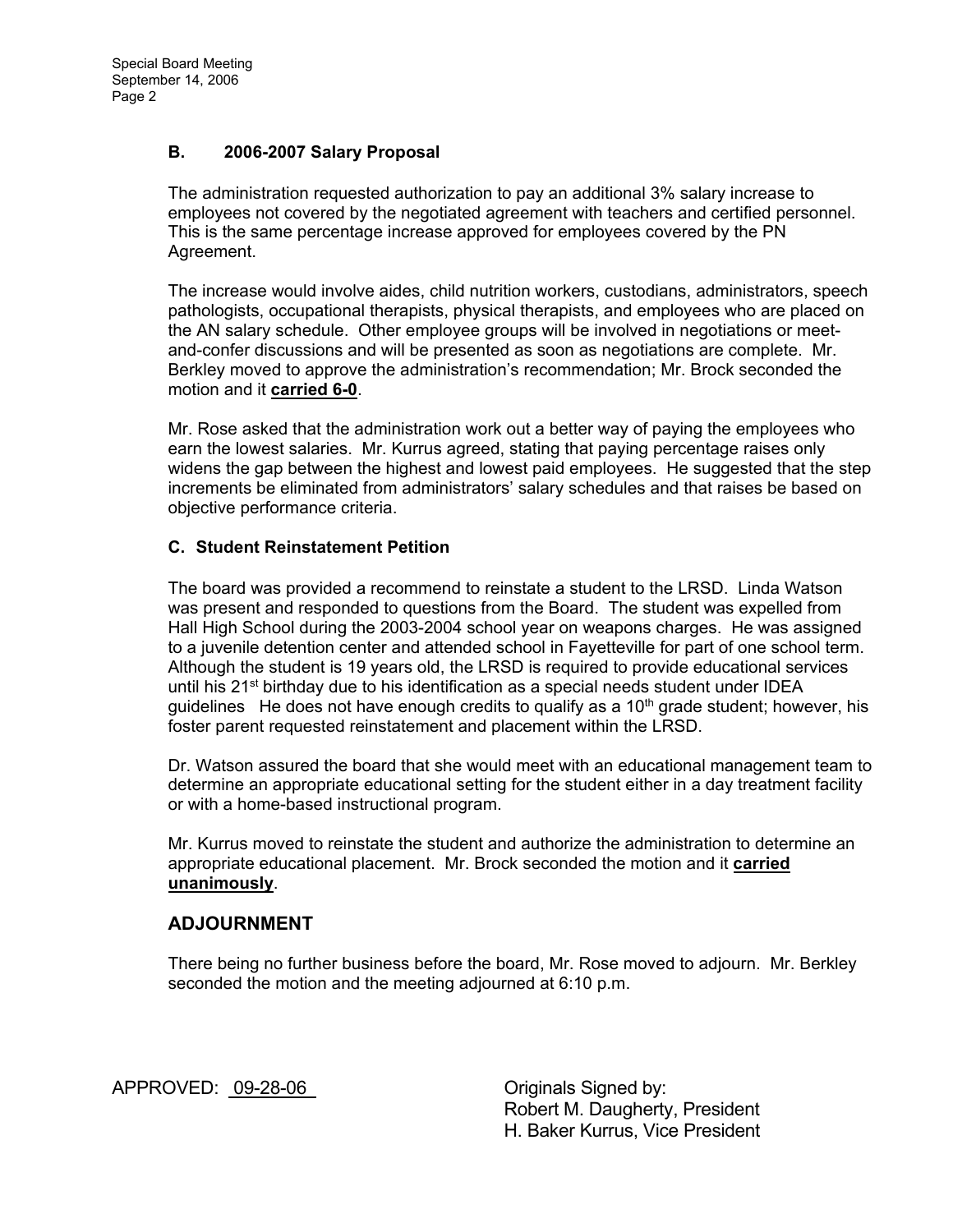### B. 2006-2007 Salary Proposal

The administration requested authorization to pay an additional 3% salary increase to employees not covered by the negotiated agreement with teachers and certified personnel. This is the same percentage increase approved for employees covered by the PN Agreement.

The increase would involve aides, child nutrition workers, custodians, administrators, speech pathologists, occupational therapists, physical therapists, and employees who are placed on the AN salary schedule. Other employee groups will be involved in negotiations or meet-and-confer discussions and will be presented as soon as negotiations are complete. Mr. Berkley moved to approve the administration's recommendation; Mr. Brock seconded the motion and it **carried 6-0**.

Mr. Rose asked that the administration work out a better way of paying the employees who earn the lowest salaries. Mr. Kurrus agreed, stating that paying percentage raises only widens the gap between the highest and lowest paid employees. He suggested that the step increments be eliminated from administrators' salary schedules and that raises be based on objective performance criteria.

### C. Student Reinstatement Petition

The board was provided a recommend to reinstate a student to the LRSD. Linda Watson was present and responded to questions from the Board. The student was expelled from Hall High School during the 2003-2004 school year on weapons charges. He was assigned to a juvenile detention center and attended school in Fayetteville for part of one school term. Although the student is 19 years old, the LRSD is required to provide educational services until his 21st birthday due to his identification as a special needs student under IDEA guidelines He does not have enough credits to qualify as a 10th grade student; however, his foster parent requested reinstatement and placement within the LRSD.

Dr. Watson assured the board that she would meet with an educational management team to determine an appropriate educational setting for the student either in a day treatment facility or with a home-based instructional program.

Mr. Kurrus moved to reinstate the student and authorize the administration to determine an appropriate educational placement. Mr. Brock seconded the motion and it **carried unanimously**.

## ADJOURNMENT

There being no further business before the board, Mr. Rose moved to adjourn. Mr. Berkley seconded the motion and the meeting adjourned at 6:10 p.m.

APPROVED: 09-28-06

Originals Signed by:
Robert M. Daugherty, President
H. Baker Kurrus, Vice President